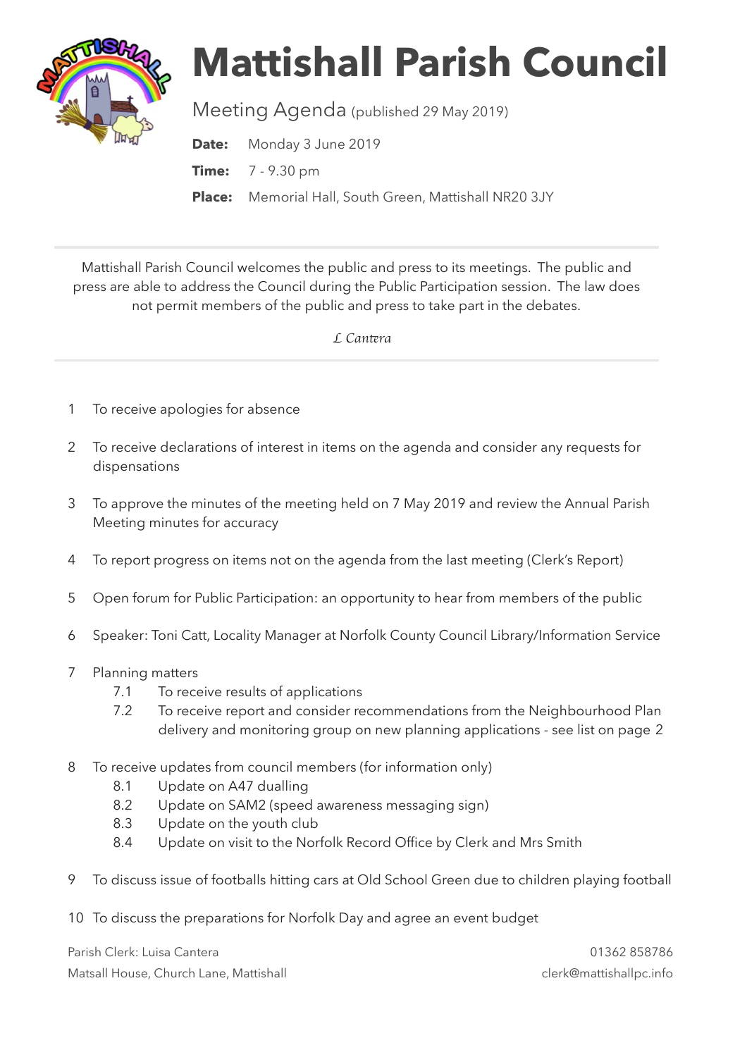# Mattishall Parish Council

Meeting Agenda (published 29 May 2019)

**Date:** Monday 3 June 2019

**Time:** 7 - 9.30 pm

**Place:** Memorial Hall, South Green, Mattishall NR20 3JY

---

Mattishall Parish Council welcomes the public and press to its meetings. The public and press are able to address the Council during the Public Participation session. The law does not permit members of the public and press to take part in the debates.

*L Cantera*

---

1. To receive apologies for absence

2. To receive declarations of interest in items on the agenda and consider any requests for dispensations

3. To approve the minutes of the meeting held on 7 May 2019 and review the Annual Parish Meeting minutes for accuracy

4. To report progress on items not on the agenda from the last meeting (Clerk's Report)

5. Open forum for Public Participation: an opportunity to hear from members of the public

6. Speaker: Toni Catt, Locality Manager at Norfolk County Council Library/Information Service

7. Planning matters
   - 7.1 To receive results of applications
   - 7.2 To receive report and consider recommendations from the Neighbourhood Plan delivery and monitoring group on new planning applications - see list on page 2

8. To receive updates from council members (for information only)
   - 8.1 Update on A47 dualling
   - 8.2 Update on SAM2 (speed awareness messaging sign)
   - 8.3 Update on the youth club
   - 8.4 Update on visit to the Norfolk Record Office by Clerk and Mrs Smith

9. To discuss issue of footballs hitting cars at Old School Green due to children playing football

10. To discuss the preparations for Norfolk Day and agree an event budget

Parish Clerk: Luisa Cantera
Matsall House, Church Lane, Mattishall

01362 858786
clerk@mattishallpc.info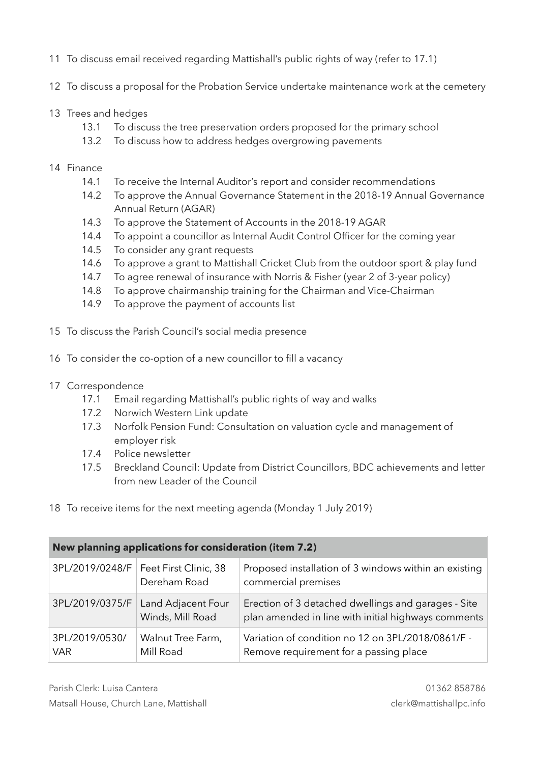11 To discuss email received regarding Mattishall's public rights of way (refer to 17.1)

12 To discuss a proposal for the Probation Service undertake maintenance work at the cemetery

13 Trees and hedges
   - 13.1 To discuss the tree preservation orders proposed for the primary school
   - 13.2 To discuss how to address hedges overgrowing pavements

14 Finance
   - 14.1 To receive the Internal Auditor's report and consider recommendations
   - 14.2 To approve the Annual Governance Statement in the 2018-19 Annual Governance Annual Return (AGAR)
   - 14.3 To approve the Statement of Accounts in the 2018-19 AGAR
   - 14.4 To appoint a councillor as Internal Audit Control Officer for the coming year
   - 14.5 To consider any grant requests
   - 14.6 To approve a grant to Mattishall Cricket Club from the outdoor sport & play fund
   - 14.7 To agree renewal of insurance with Norris & Fisher (year 2 of 3-year policy)
   - 14.8 To approve chairmanship training for the Chairman and Vice-Chairman
   - 14.9 To approve the payment of accounts list

15 To discuss the Parish Council's social media presence

16 To consider the co-option of a new councillor to fill a vacancy

17 Correspondence
   - 17.1 Email regarding Mattishall's public rights of way and walks
   - 17.2 Norwich Western Link update
   - 17.3 Norfolk Pension Fund: Consultation on valuation cycle and management of employer risk
   - 17.4 Police newsletter
   - 17.5 Breckland Council: Update from District Councillors, BDC achievements and letter from new Leader of the Council

18 To receive items for the next meeting agenda (Monday 1 July 2019)

| **New planning applications for consideration (item 7.2)** | | |
|---|---|---|
| 3PL/2019/0248/F | Feet First Clinic, 38 Dereham Road | Proposed installation of 3 windows within an existing commercial premises |
| 3PL/2019/0375/F | Land Adjacent Four Winds, Mill Road | Erection of 3 detached dwellings and garages - Site plan amended in line with initial highways comments |
| 3PL/2019/0530/VAR | Walnut Tree Farm, Mill Road | Variation of condition no 12 on 3PL/2018/0861/F - Remove requirement for a passing place |

Parish Clerk: Luisa Cantera
Matsall House, Church Lane, Mattishall
01362 858786
clerk@mattishallpc.info